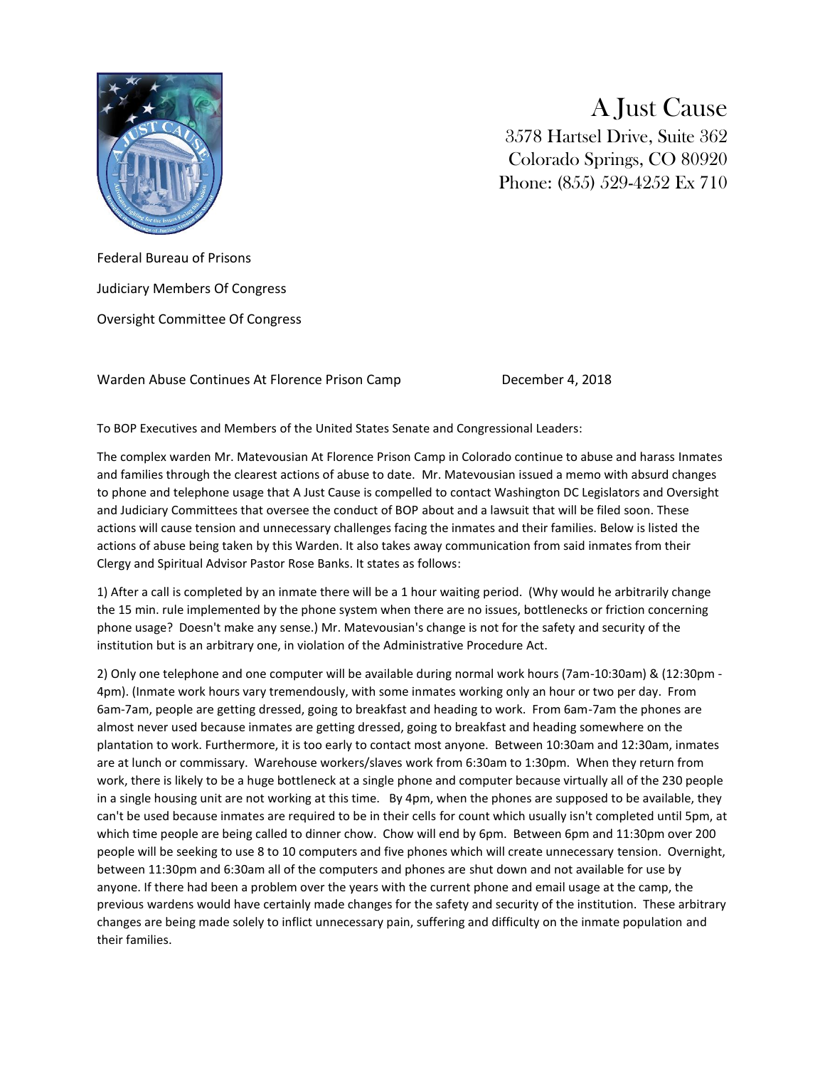# A Just Cause

3578 Hartsel Drive, Suite 362
Colorado Springs, CO 80920
Phone: (855) 529-4252 Ex 710

Federal Bureau of Prisons

Judiciary Members Of Congress

Oversight Committee Of Congress

Warden Abuse Continues At Florence Prison Camp December 4, 2018

To BOP Executives and Members of the United States Senate and Congressional Leaders:

The complex warden Mr. Matevousian At Florence Prison Camp in Colorado continue to abuse and harass Inmates and families through the clearest actions of abuse to date. Mr. Matevousian issued a memo with absurd changes to phone and telephone usage that A Just Cause is compelled to contact Washington DC Legislators and Oversight and Judiciary Committees that oversee the conduct of BOP about and a lawsuit that will be filed soon. These actions will cause tension and unnecessary challenges facing the inmates and their families. Below is listed the actions of abuse being taken by this Warden. It also takes away communication from said inmates from their Clergy and Spiritual Advisor Pastor Rose Banks. It states as follows:

1) After a call is completed by an inmate there will be a 1 hour waiting period. (Why would he arbitrarily change the 15 min. rule implemented by the phone system when there are no issues, bottlenecks or friction concerning phone usage? Doesn't make any sense.) Mr. Matevousian's change is not for the safety and security of the institution but is an arbitrary one, in violation of the Administrative Procedure Act.

2) Only one telephone and one computer will be available during normal work hours (7am-10:30am) & (12:30pm - 4pm). (Inmate work hours vary tremendously, with some inmates working only an hour or two per day. From 6am-7am, people are getting dressed, going to breakfast and heading to work. From 6am-7am the phones are almost never used because inmates are getting dressed, going to breakfast and heading somewhere on the plantation to work. Furthermore, it is too early to contact most anyone. Between 10:30am and 12:30am, inmates are at lunch or commissary. Warehouse workers/slaves work from 6:30am to 1:30pm. When they return from work, there is likely to be a huge bottleneck at a single phone and computer because virtually all of the 230 people in a single housing unit are not working at this time. By 4pm, when the phones are supposed to be available, they can't be used because inmates are required to be in their cells for count which usually isn't completed until 5pm, at which time people are being called to dinner chow. Chow will end by 6pm. Between 6pm and 11:30pm over 200 people will be seeking to use 8 to 10 computers and five phones which will create unnecessary tension. Overnight, between 11:30pm and 6:30am all of the computers and phones are shut down and not available for use by anyone. If there had been a problem over the years with the current phone and email usage at the camp, the previous wardens would have certainly made changes for the safety and security of the institution. These arbitrary changes are being made solely to inflict unnecessary pain, suffering and difficulty on the inmate population and their families.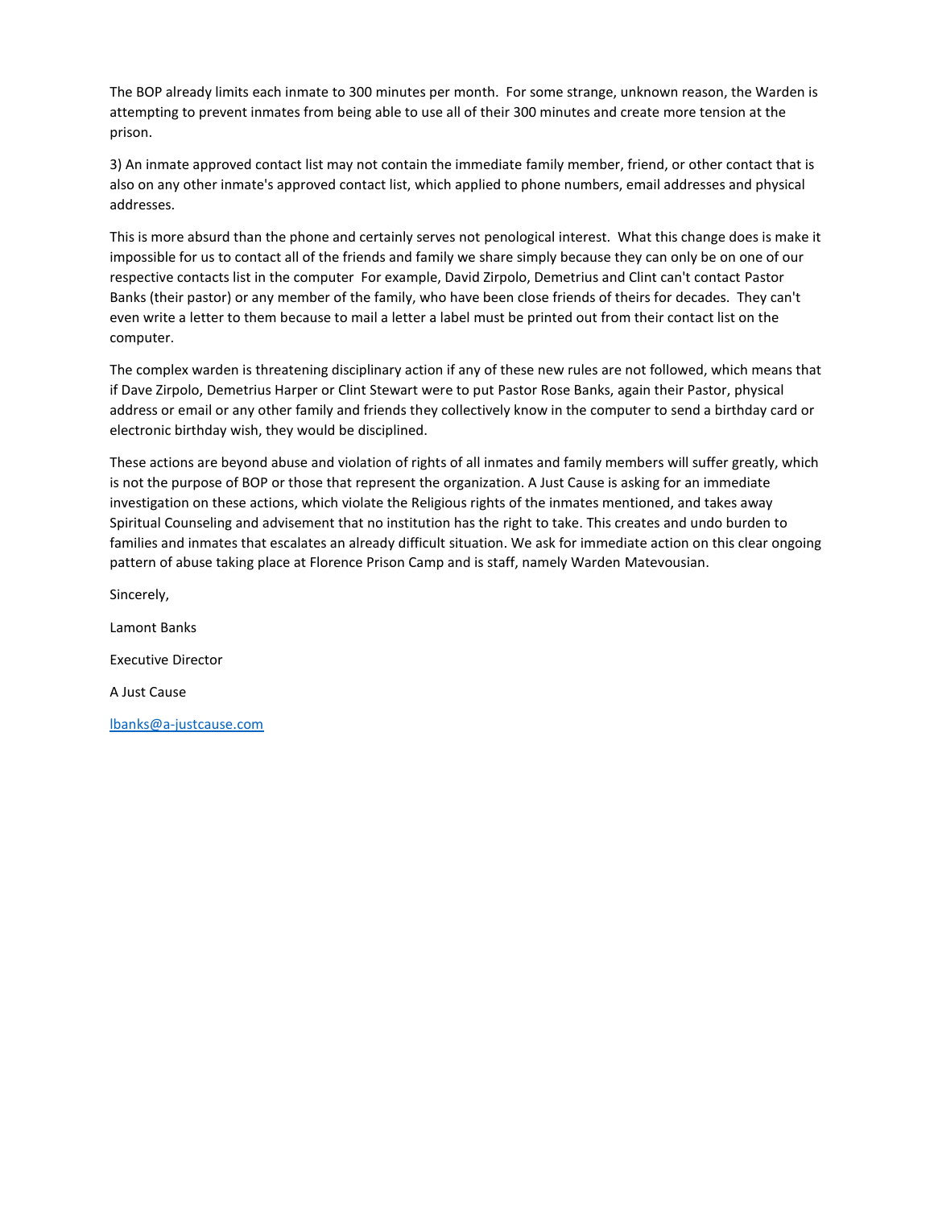The BOP already limits each inmate to 300 minutes per month. For some strange, unknown reason, the Warden is attempting to prevent inmates from being able to use all of their 300 minutes and create more tension at the prison.

3) An inmate approved contact list may not contain the immediate family member, friend, or other contact that is also on any other inmate's approved contact list, which applied to phone numbers, email addresses and physical addresses.

This is more absurd than the phone and certainly serves not penological interest. What this change does is make it impossible for us to contact all of the friends and family we share simply because they can only be on one of our respective contacts list in the computer For example, David Zirpolo, Demetrius and Clint can't contact Pastor Banks (their pastor) or any member of the family, who have been close friends of theirs for decades. They can't even write a letter to them because to mail a letter a label must be printed out from their contact list on the computer.

The complex warden is threatening disciplinary action if any of these new rules are not followed, which means that if Dave Zirpolo, Demetrius Harper or Clint Stewart were to put Pastor Rose Banks, again their Pastor, physical address or email or any other family and friends they collectively know in the computer to send a birthday card or electronic birthday wish, they would be disciplined.

These actions are beyond abuse and violation of rights of all inmates and family members will suffer greatly, which is not the purpose of BOP or those that represent the organization. A Just Cause is asking for an immediate investigation on these actions, which violate the Religious rights of the inmates mentioned, and takes away Spiritual Counseling and advisement that no institution has the right to take. This creates and undo burden to families and inmates that escalates an already difficult situation. We ask for immediate action on this clear ongoing pattern of abuse taking place at Florence Prison Camp and is staff, namely Warden Matevousian.

Sincerely,

Lamont Banks

Executive Director

A Just Cause

lbanks@a-justcause.com